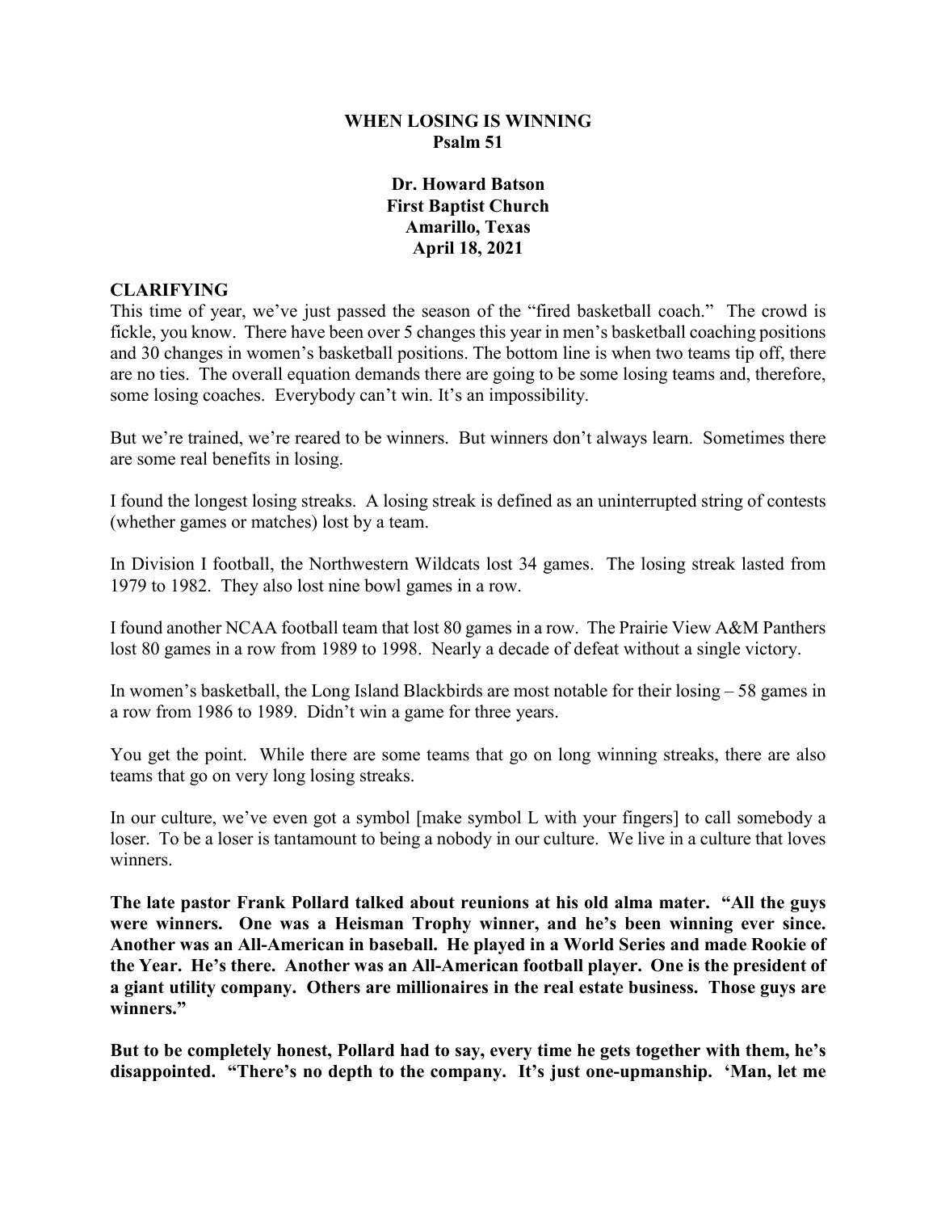# WHEN LOSING IS WINNING
**Psalm 51**

**Dr. Howard Batson**
**First Baptist Church**
**Amarillo, Texas**
**April 18, 2021**

## CLARIFYING

This time of year, we've just passed the season of the "fired basketball coach." The crowd is fickle, you know. There have been over 5 changes this year in men's basketball coaching positions and 30 changes in women's basketball positions. The bottom line is when two teams tip off, there are no ties. The overall equation demands there are going to be some losing teams and, therefore, some losing coaches. Everybody can't win. It's an impossibility.

But we're trained, we're reared to be winners. But winners don't always learn. Sometimes there are some real benefits in losing.

I found the longest losing streaks. A losing streak is defined as an uninterrupted string of contests (whether games or matches) lost by a team.

In Division I football, the Northwestern Wildcats lost 34 games. The losing streak lasted from 1979 to 1982. They also lost nine bowl games in a row.

I found another NCAA football team that lost 80 games in a row. The Prairie View A&M Panthers lost 80 games in a row from 1989 to 1998. Nearly a decade of defeat without a single victory.

In women's basketball, the Long Island Blackbirds are most notable for their losing – 58 games in a row from 1986 to 1989. Didn't win a game for three years.

You get the point. While there are some teams that go on long winning streaks, there are also teams that go on very long losing streaks.

In our culture, we've even got a symbol [make symbol L with your fingers] to call somebody a loser. To be a loser is tantamount to being a nobody in our culture. We live in a culture that loves winners.

**The late pastor Frank Pollard talked about reunions at his old alma mater. "All the guys were winners. One was a Heisman Trophy winner, and he's been winning ever since. Another was an All-American in baseball. He played in a World Series and made Rookie of the Year. He's there. Another was an All-American football player. One is the president of a giant utility company. Others are millionaires in the real estate business. Those guys are winners."**

**But to be completely honest, Pollard had to say, every time he gets together with them, he's disappointed. "There's no depth to the company. It's just one-upmanship. 'Man, let me**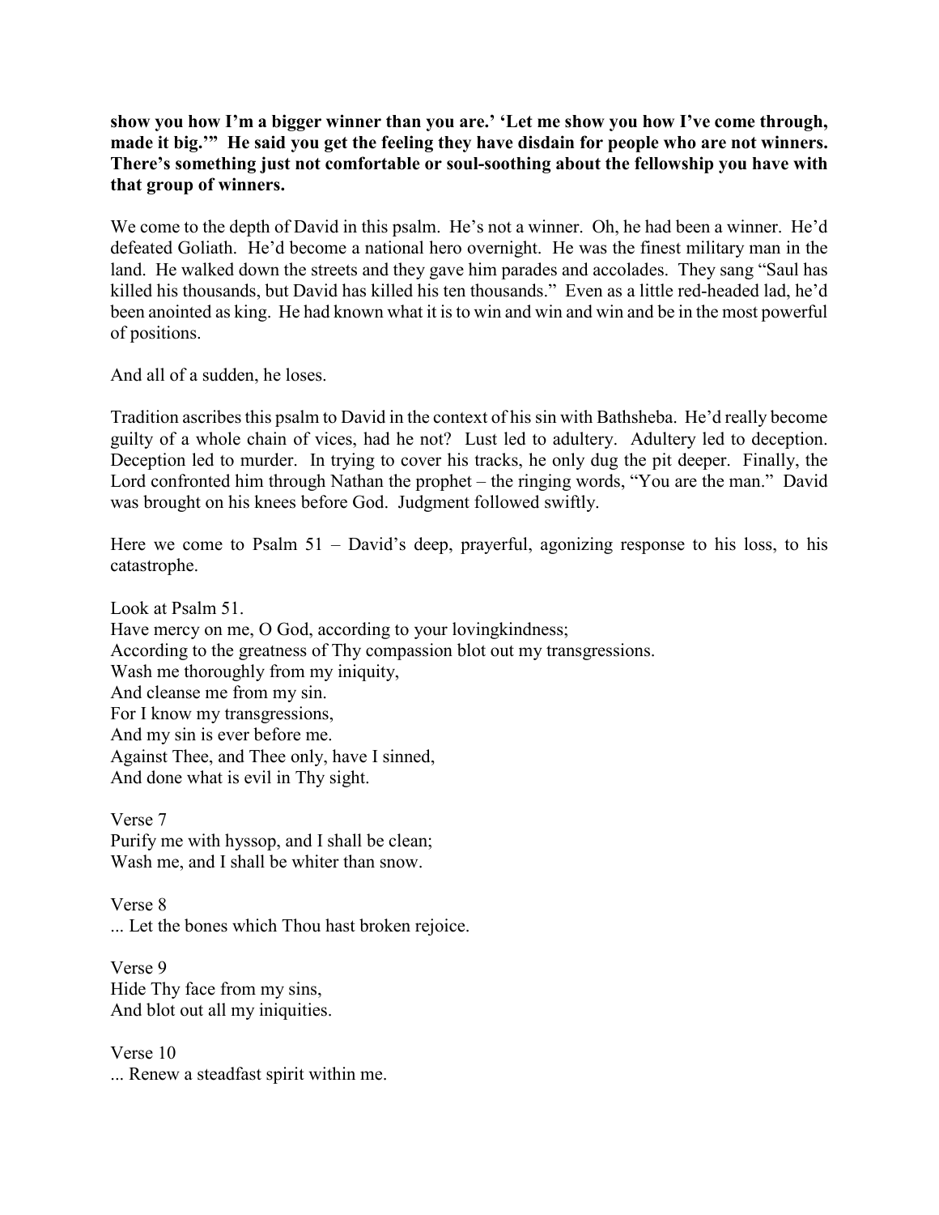**show you how I'm a bigger winner than you are.' 'Let me show you how I've come through, made it big.'" He said you get the feeling they have disdain for people who are not winners. There's something just not comfortable or soul-soothing about the fellowship you have with that group of winners.**

We come to the depth of David in this psalm. He's not a winner. Oh, he had been a winner. He'd defeated Goliath. He'd become a national hero overnight. He was the finest military man in the land. He walked down the streets and they gave him parades and accolades. They sang "Saul has killed his thousands, but David has killed his ten thousands." Even as a little red-headed lad, he'd been anointed as king. He had known what it is to win and win and win and be in the most powerful of positions.

And all of a sudden, he loses.

Tradition ascribes this psalm to David in the context of his sin with Bathsheba. He'd really become guilty of a whole chain of vices, had he not? Lust led to adultery. Adultery led to deception. Deception led to murder. In trying to cover his tracks, he only dug the pit deeper. Finally, the Lord confronted him through Nathan the prophet – the ringing words, "You are the man." David was brought on his knees before God. Judgment followed swiftly.

Here we come to Psalm 51 – David's deep, prayerful, agonizing response to his loss, to his catastrophe.

Look at Psalm 51.
Have mercy on me, O God, according to your lovingkindness;
According to the greatness of Thy compassion blot out my transgressions.
Wash me thoroughly from my iniquity,
And cleanse me from my sin.
For I know my transgressions,
And my sin is ever before me.
Against Thee, and Thee only, have I sinned,
And done what is evil in Thy sight.

Verse 7
Purify me with hyssop, and I shall be clean;
Wash me, and I shall be whiter than snow.

Verse 8
... Let the bones which Thou hast broken rejoice.

Verse 9
Hide Thy face from my sins,
And blot out all my iniquities.

Verse 10
... Renew a steadfast spirit within me.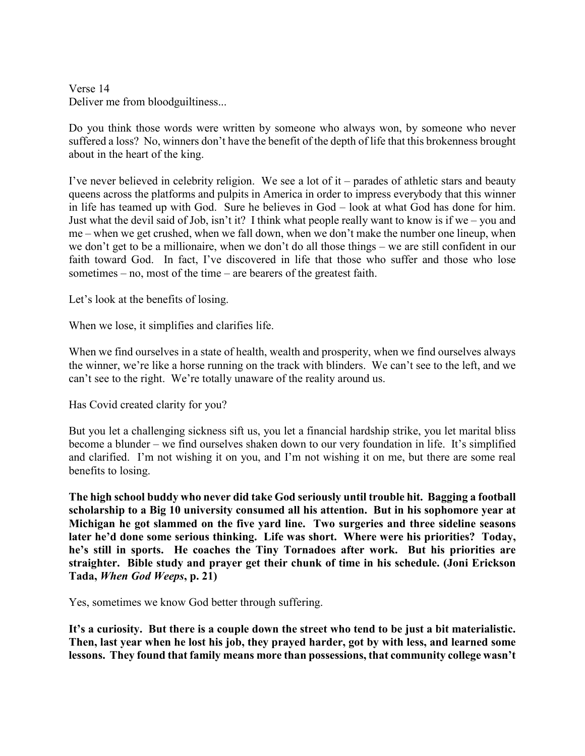Verse 14
Deliver me from bloodguiltiness...

Do you think those words were written by someone who always won, by someone who never suffered a loss? No, winners don't have the benefit of the depth of life that this brokenness brought about in the heart of the king.

I've never believed in celebrity religion. We see a lot of it – parades of athletic stars and beauty queens across the platforms and pulpits in America in order to impress everybody that this winner in life has teamed up with God. Sure he believes in God – look at what God has done for him. Just what the devil said of Job, isn't it? I think what people really want to know is if we – you and me – when we get crushed, when we fall down, when we don't make the number one lineup, when we don't get to be a millionaire, when we don't do all those things – we are still confident in our faith toward God. In fact, I've discovered in life that those who suffer and those who lose sometimes – no, most of the time – are bearers of the greatest faith.

Let's look at the benefits of losing.

When we lose, it simplifies and clarifies life.

When we find ourselves in a state of health, wealth and prosperity, when we find ourselves always the winner, we're like a horse running on the track with blinders. We can't see to the left, and we can't see to the right. We're totally unaware of the reality around us.

Has Covid created clarity for you?

But you let a challenging sickness sift us, you let a financial hardship strike, you let marital bliss become a blunder – we find ourselves shaken down to our very foundation in life. It's simplified and clarified. I'm not wishing it on you, and I'm not wishing it on me, but there are some real benefits to losing.

**The high school buddy who never did take God seriously until trouble hit. Bagging a football scholarship to a Big 10 university consumed all his attention. But in his sophomore year at Michigan he got slammed on the five yard line. Two surgeries and three sideline seasons later he'd done some serious thinking. Life was short. Where were his priorities? Today, he's still in sports. He coaches the Tiny Tornadoes after work. But his priorities are straighter. Bible study and prayer get their chunk of time in his schedule. (Joni Erickson Tada, *When God Weeps*, p. 21)**

Yes, sometimes we know God better through suffering.

**It's a curiosity. But there is a couple down the street who tend to be just a bit materialistic. Then, last year when he lost his job, they prayed harder, got by with less, and learned some lessons. They found that family means more than possessions, that community college wasn't**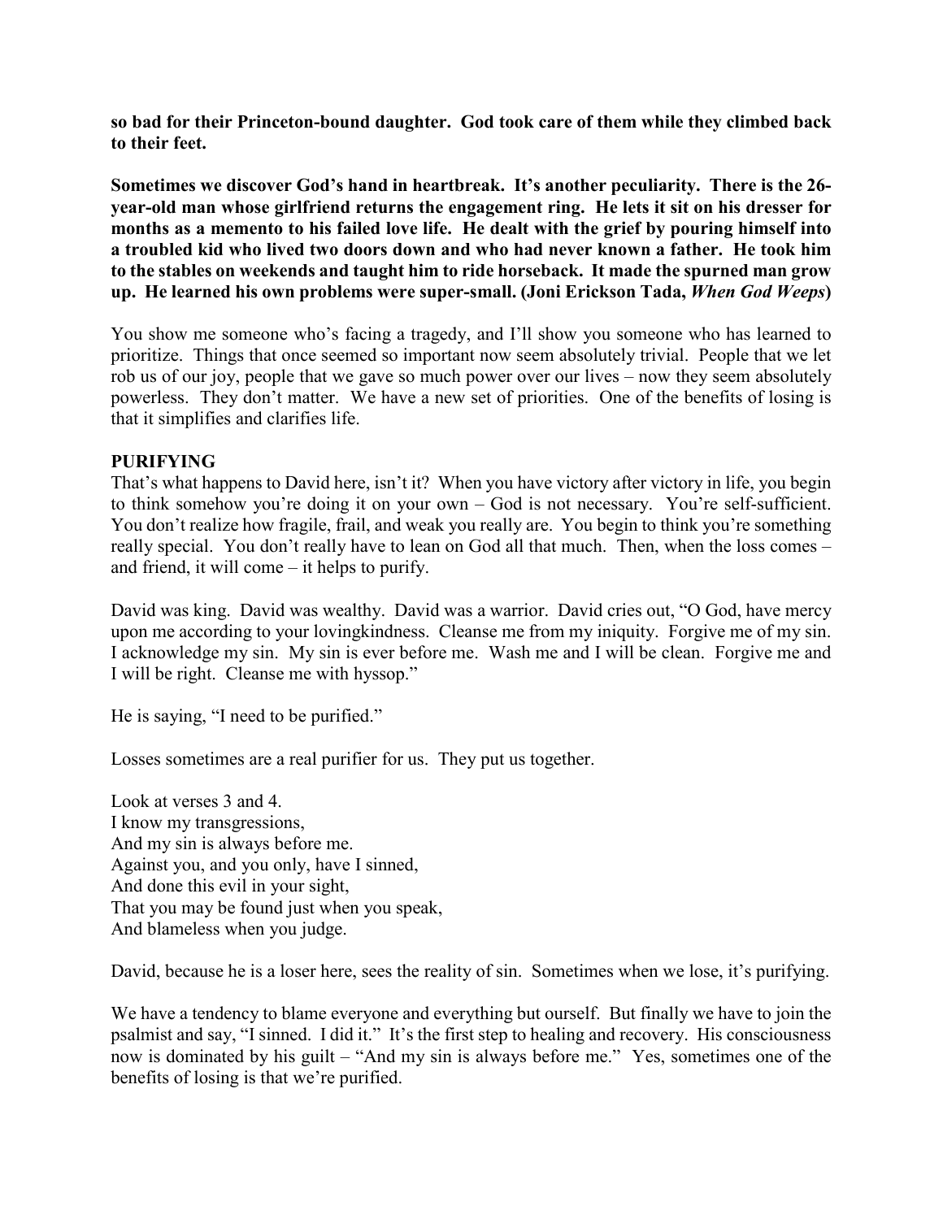**so bad for their Princeton-bound daughter. God took care of them while they climbed back to their feet.**

**Sometimes we discover God's hand in heartbreak. It's another peculiarity. There is the 26-year-old man whose girlfriend returns the engagement ring. He lets it sit on his dresser for months as a memento to his failed love life. He dealt with the grief by pouring himself into a troubled kid who lived two doors down and who had never known a father. He took him to the stables on weekends and taught him to ride horseback. It made the spurned man grow up. He learned his own problems were super-small. (Joni Erickson Tada, *When God Weeps*)**

You show me someone who's facing a tragedy, and I'll show you someone who has learned to prioritize. Things that once seemed so important now seem absolutely trivial. People that we let rob us of our joy, people that we gave so much power over our lives – now they seem absolutely powerless. They don't matter. We have a new set of priorities. One of the benefits of losing is that it simplifies and clarifies life.

**PURIFYING**

That's what happens to David here, isn't it? When you have victory after victory in life, you begin to think somehow you're doing it on your own – God is not necessary. You're self-sufficient. You don't realize how fragile, frail, and weak you really are. You begin to think you're something really special. You don't really have to lean on God all that much. Then, when the loss comes – and friend, it will come – it helps to purify.

David was king. David was wealthy. David was a warrior. David cries out, "O God, have mercy upon me according to your lovingkindness. Cleanse me from my iniquity. Forgive me of my sin. I acknowledge my sin. My sin is ever before me. Wash me and I will be clean. Forgive me and I will be right. Cleanse me with hyssop."

He is saying, "I need to be purified."

Losses sometimes are a real purifier for us. They put us together.

Look at verses 3 and 4.  
I know my transgressions,  
And my sin is always before me.  
Against you, and you only, have I sinned,  
And done this evil in your sight,  
That you may be found just when you speak,  
And blameless when you judge.

David, because he is a loser here, sees the reality of sin. Sometimes when we lose, it's purifying.

We have a tendency to blame everyone and everything but ourself. But finally we have to join the psalmist and say, "I sinned. I did it." It's the first step to healing and recovery. His consciousness now is dominated by his guilt – "And my sin is always before me." Yes, sometimes one of the benefits of losing is that we're purified.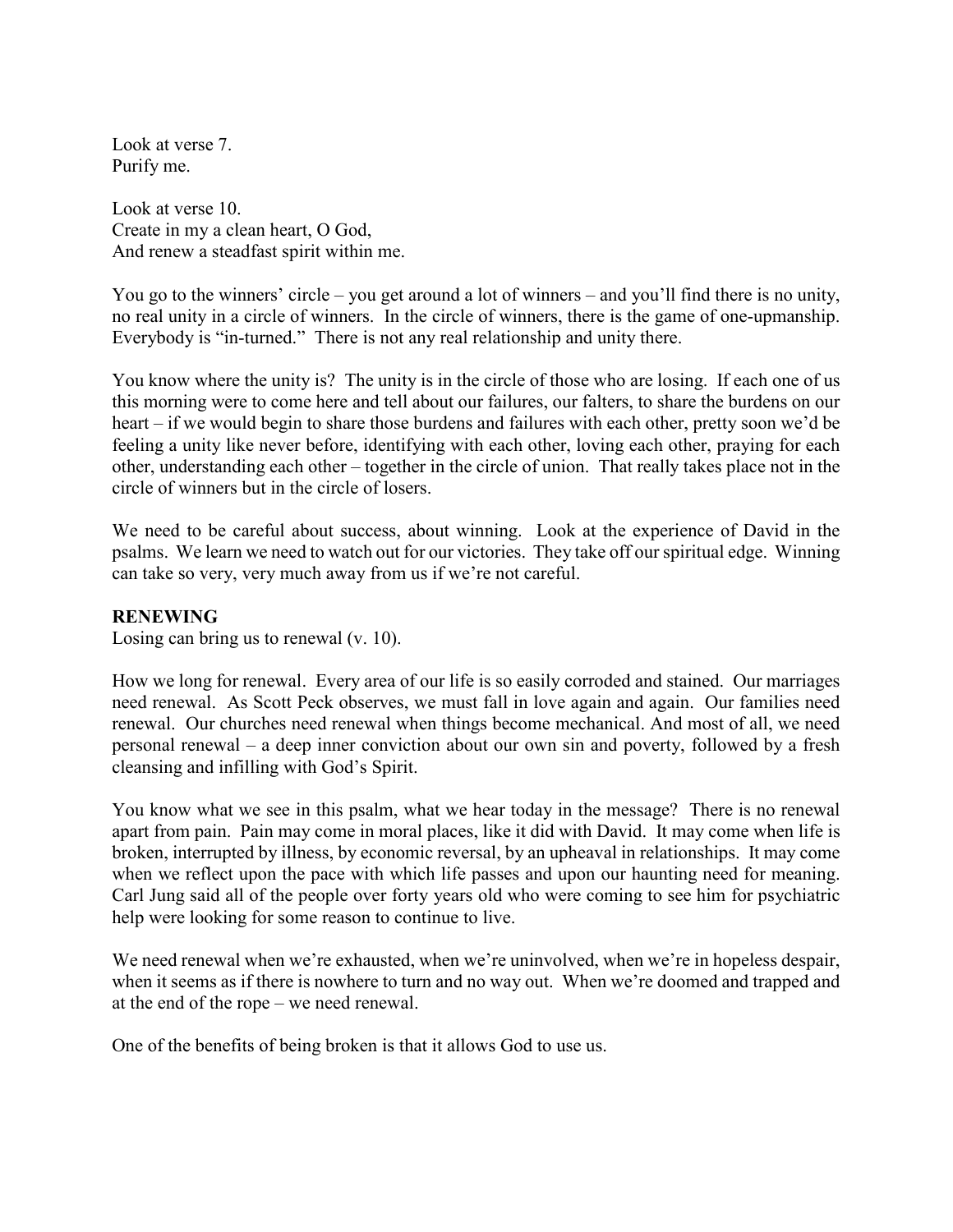Look at verse 7.
Purify me.

Look at verse 10.
Create in my a clean heart, O God,
And renew a steadfast spirit within me.

You go to the winners' circle – you get around a lot of winners – and you'll find there is no unity, no real unity in a circle of winners. In the circle of winners, there is the game of one-upmanship. Everybody is "in-turned." There is not any real relationship and unity there.

You know where the unity is? The unity is in the circle of those who are losing. If each one of us this morning were to come here and tell about our failures, our falters, to share the burdens on our heart – if we would begin to share those burdens and failures with each other, pretty soon we'd be feeling a unity like never before, identifying with each other, loving each other, praying for each other, understanding each other – together in the circle of union. That really takes place not in the circle of winners but in the circle of losers.

We need to be careful about success, about winning. Look at the experience of David in the psalms. We learn we need to watch out for our victories. They take off our spiritual edge. Winning can take so very, very much away from us if we're not careful.

**RENEWING**
Losing can bring us to renewal (v. 10).

How we long for renewal. Every area of our life is so easily corroded and stained. Our marriages need renewal. As Scott Peck observes, we must fall in love again and again. Our families need renewal. Our churches need renewal when things become mechanical. And most of all, we need personal renewal – a deep inner conviction about our own sin and poverty, followed by a fresh cleansing and infilling with God's Spirit.

You know what we see in this psalm, what we hear today in the message? There is no renewal apart from pain. Pain may come in moral places, like it did with David. It may come when life is broken, interrupted by illness, by economic reversal, by an upheaval in relationships. It may come when we reflect upon the pace with which life passes and upon our haunting need for meaning. Carl Jung said all of the people over forty years old who were coming to see him for psychiatric help were looking for some reason to continue to live.

We need renewal when we're exhausted, when we're uninvolved, when we're in hopeless despair, when it seems as if there is nowhere to turn and no way out. When we're doomed and trapped and at the end of the rope – we need renewal.

One of the benefits of being broken is that it allows God to use us.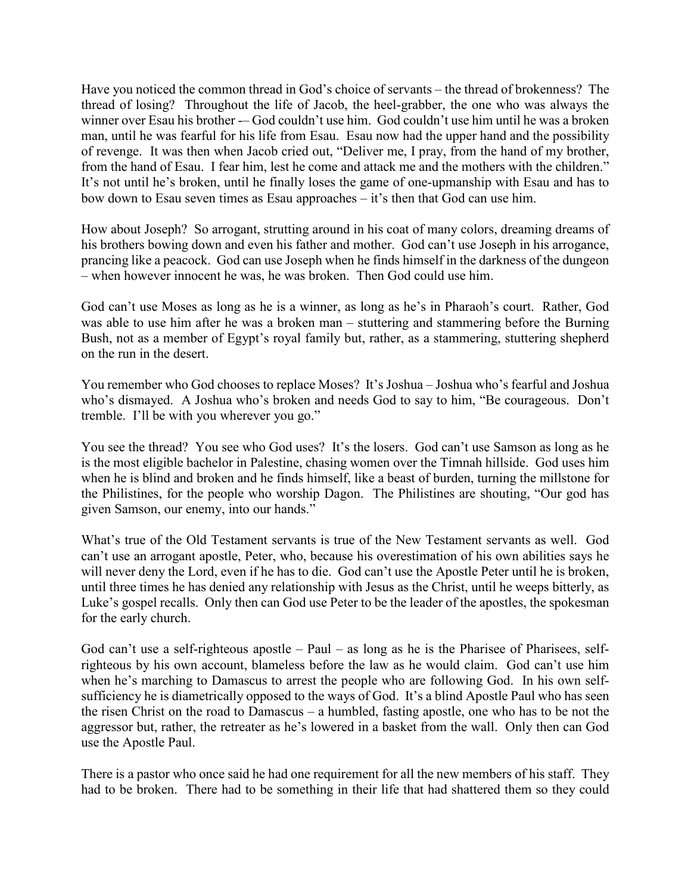Have you noticed the common thread in God's choice of servants – the thread of brokenness? The thread of losing? Throughout the life of Jacob, the heel-grabber, the one who was always the winner over Esau his brother -– God couldn't use him. God couldn't use him until he was a broken man, until he was fearful for his life from Esau. Esau now had the upper hand and the possibility of revenge. It was then when Jacob cried out, "Deliver me, I pray, from the hand of my brother, from the hand of Esau. I fear him, lest he come and attack me and the mothers with the children." It's not until he's broken, until he finally loses the game of one-upmanship with Esau and has to bow down to Esau seven times as Esau approaches – it's then that God can use him.

How about Joseph? So arrogant, strutting around in his coat of many colors, dreaming dreams of his brothers bowing down and even his father and mother. God can't use Joseph in his arrogance, prancing like a peacock. God can use Joseph when he finds himself in the darkness of the dungeon – when however innocent he was, he was broken. Then God could use him.

God can't use Moses as long as he is a winner, as long as he's in Pharaoh's court. Rather, God was able to use him after he was a broken man – stuttering and stammering before the Burning Bush, not as a member of Egypt's royal family but, rather, as a stammering, stuttering shepherd on the run in the desert.

You remember who God chooses to replace Moses? It's Joshua – Joshua who's fearful and Joshua who's dismayed. A Joshua who's broken and needs God to say to him, "Be courageous. Don't tremble. I'll be with you wherever you go."

You see the thread? You see who God uses? It's the losers. God can't use Samson as long as he is the most eligible bachelor in Palestine, chasing women over the Timnah hillside. God uses him when he is blind and broken and he finds himself, like a beast of burden, turning the millstone for the Philistines, for the people who worship Dagon. The Philistines are shouting, "Our god has given Samson, our enemy, into our hands."

What's true of the Old Testament servants is true of the New Testament servants as well. God can't use an arrogant apostle, Peter, who, because his overestimation of his own abilities says he will never deny the Lord, even if he has to die. God can't use the Apostle Peter until he is broken, until three times he has denied any relationship with Jesus as the Christ, until he weeps bitterly, as Luke's gospel recalls. Only then can God use Peter to be the leader of the apostles, the spokesman for the early church.

God can't use a self-righteous apostle – Paul – as long as he is the Pharisee of Pharisees, self-righteous by his own account, blameless before the law as he would claim. God can't use him when he's marching to Damascus to arrest the people who are following God. In his own self-sufficiency he is diametrically opposed to the ways of God. It's a blind Apostle Paul who has seen the risen Christ on the road to Damascus – a humbled, fasting apostle, one who has to be not the aggressor but, rather, the retreater as he's lowered in a basket from the wall. Only then can God use the Apostle Paul.

There is a pastor who once said he had one requirement for all the new members of his staff. They had to be broken. There had to be something in their life that had shattered them so they could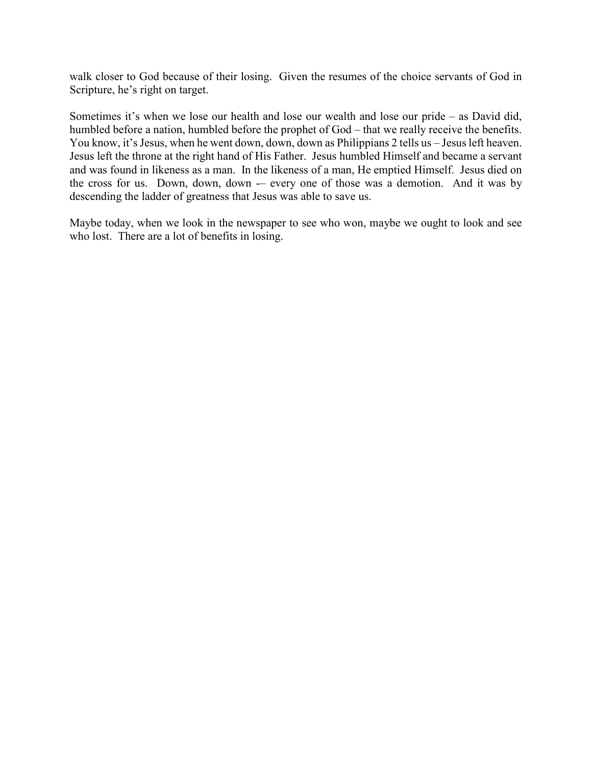walk closer to God because of their losing. Given the resumes of the choice servants of God in Scripture, he's right on target.

Sometimes it's when we lose our health and lose our wealth and lose our pride – as David did, humbled before a nation, humbled before the prophet of God – that we really receive the benefits. You know, it's Jesus, when he went down, down, down as Philippians 2 tells us – Jesus left heaven. Jesus left the throne at the right hand of His Father. Jesus humbled Himself and became a servant and was found in likeness as a man. In the likeness of a man, He emptied Himself. Jesus died on the cross for us. Down, down, down -– every one of those was a demotion. And it was by descending the ladder of greatness that Jesus was able to save us.

Maybe today, when we look in the newspaper to see who won, maybe we ought to look and see who lost. There are a lot of benefits in losing.